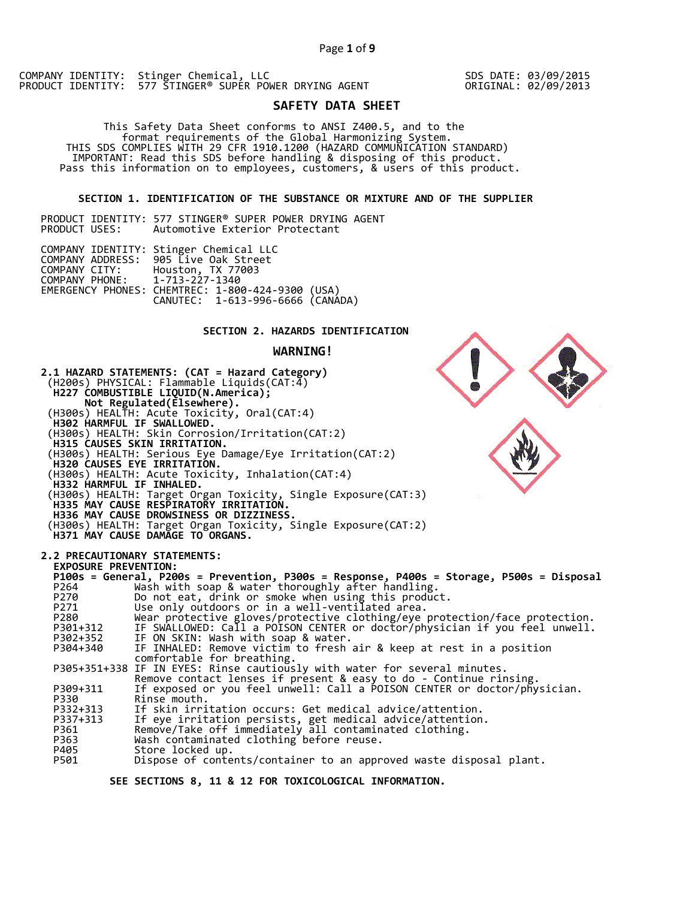COMPANY IDENTITY: Stinger Chemical, LLC
PRODUCT IDENTITY: 577 STINGER® SUPER POWER DRYING AGENT

SDS DATE: 03/09/2015
ORIGINAL: 02/09/2013

# SAFETY DATA SHEET

This Safety Data Sheet conforms to ANSI Z400.5, and to the format requirements of the Global Harmonizing System.
THIS SDS COMPLIES WITH 29 CFR 1910.1200 (HAZARD COMMUNICATION STANDARD)
IMPORTANT: Read this SDS before handling & disposing of this product.
Pass this information on to employees, customers, & users of this product.

## SECTION 1. IDENTIFICATION OF THE SUBSTANCE OR MIXTURE AND OF THE SUPPLIER

PRODUCT IDENTITY: 577 STINGER® SUPER POWER DRYING AGENT
PRODUCT USES: Automotive Exterior Protectant

COMPANY IDENTITY: Stinger Chemical LLC
COMPANY ADDRESS: 905 Live Oak Street
COMPANY CITY: Houston, TX 77003
COMPANY PHONE: 1-713-227-1340
EMERGENCY PHONES: CHEMTREC: 1-800-424-9300 (USA)
CANUTEC: 1-613-996-6666 (CANADA)

## SECTION 2. HAZARDS IDENTIFICATION

**WARNING!**

**2.1 HAZARD STATEMENTS: (CAT = Hazard Category)**

(H200s) PHYSICAL: Flammable Liquids(CAT:4)
**H227 COMBUSTIBLE LIQUID(N.America);**
**Not Regulated(Elsewhere).**
(H300s) HEALTH: Acute Toxicity, Oral(CAT:4)
**H302 HARMFUL IF SWALLOWED.**
(H300s) HEALTH: Skin Corrosion/Irritation(CAT:2)
**H315 CAUSES SKIN IRRITATION.**
(H300s) HEALTH: Serious Eye Damage/Eye Irritation(CAT:2)
**H320 CAUSES EYE IRRITATION.**
(H300s) HEALTH: Acute Toxicity, Inhalation(CAT:4)
**H332 HARMFUL IF INHALED.**
(H300s) HEALTH: Target Organ Toxicity, Single Exposure(CAT:3)
**H335 MAY CAUSE RESPIRATORY IRRITATION.**
**H336 MAY CAUSE DROWSINESS OR DIZZINESS.**
(H300s) HEALTH: Target Organ Toxicity, Single Exposure(CAT:2)
**H371 MAY CAUSE DAMAGE TO ORGANS.**

**2.2 PRECAUTIONARY STATEMENTS:**

**EXPOSURE PREVENTION:**

**P100s = General, P200s = Prevention, P300s = Response, P400s = Storage, P500s = Disposal**

| Code | Statement |
|---|---|
| P264 | Wash with soap & water thoroughly after handling. |
| P270 | Do not eat, drink or smoke when using this product. |
| P271 | Use only outdoors or in a well-ventilated area. |
| P280 | Wear protective gloves/protective clothing/eye protection/face protection. |
| P301+312 | IF SWALLOWED: Call a POISON CENTER or doctor/physician if you feel unwell. |
| P302+352 | IF ON SKIN: Wash with soap & water. |
| P304+340 | IF INHALED: Remove victim to fresh air & keep at rest in a position comfortable for breathing. |
| P305+351+338 | IF IN EYES: Rinse cautiously with water for several minutes. Remove contact lenses if present & easy to do - Continue rinsing. |
| P309+311 | If exposed or you feel unwell: Call a POISON CENTER or doctor/physician. |
| P330 | Rinse mouth. |
| P332+313 | If skin irritation occurs: Get medical advice/attention. |
| P337+313 | If eye irritation persists, get medical advice/attention. |
| P361 | Remove/Take off immediately all contaminated clothing. |
| P363 | Wash contaminated clothing before reuse. |
| P405 | Store locked up. |
| P501 | Dispose of contents/container to an approved waste disposal plant. |

**SEE SECTIONS 8, 11 & 12 FOR TOXICOLOGICAL INFORMATION.**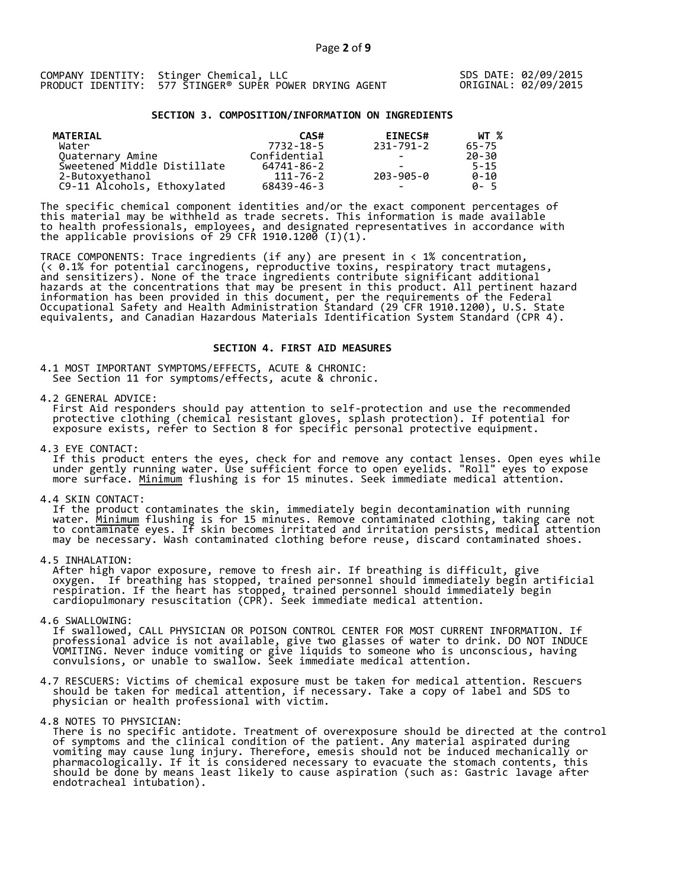COMPANY IDENTITY: Stinger Chemical, LLC
PRODUCT IDENTITY: 577 STINGER® SUPER POWER DRYING AGENT

SDS DATE: 02/09/2015
ORIGINAL: 02/09/2015

## SECTION 3. COMPOSITION/INFORMATION ON INGREDIENTS

| MATERIAL | CAS# | EINECS# | WT % |
|---|---|---|---|
| Water | 7732-18-5 | 231-791-2 | 65-75 |
| Quaternary Amine | Confidential | - | 20-30 |
| Sweetened Middle Distillate | 64741-86-2 | - | 5-15 |
| 2-Butoxyethanol | 111-76-2 | 203-905-0 | 0-10 |
| C9-11 Alcohols, Ethoxylated | 68439-46-3 | - | 0- 5 |

The specific chemical component identities and/or the exact component percentages of this material may be withheld as trade secrets. This information is made available to health professionals, employees, and designated representatives in accordance with the applicable provisions of 29 CFR 1910.1200 (I)(1).

TRACE COMPONENTS: Trace ingredients (if any) are present in < 1% concentration, (< 0.1% for potential carcinogens, reproductive toxins, respiratory tract mutagens, and sensitizers). None of the trace ingredients contribute significant additional hazards at the concentrations that may be present in this product. All pertinent hazard information has been provided in this document, per the requirements of the Federal Occupational Safety and Health Administration Standard (29 CFR 1910.1200), U.S. State equivalents, and Canadian Hazardous Materials Identification System Standard (CPR 4).

## SECTION 4. FIRST AID MEASURES

4.1 MOST IMPORTANT SYMPTOMS/EFFECTS, ACUTE & CHRONIC:
See Section 11 for symptoms/effects, acute & chronic.

4.2 GENERAL ADVICE:
First Aid responders should pay attention to self-protection and use the recommended protective clothing (chemical resistant gloves, splash protection). If potential for exposure exists, refer to Section 8 for specific personal protective equipment.

4.3 EYE CONTACT:
If this product enters the eyes, check for and remove any contact lenses. Open eyes while under gently running water. Use sufficient force to open eyelids. "Roll" eyes to expose more surface. Minimum flushing is for 15 minutes. Seek immediate medical attention.

4.4 SKIN CONTACT:
If the product contaminates the skin, immediately begin decontamination with running water. Minimum flushing is for 15 minutes. Remove contaminated clothing, taking care not to contaminate eyes. If skin becomes irritated and irritation persists, medical attention may be necessary. Wash contaminated clothing before reuse, discard contaminated shoes.

4.5 INHALATION:
After high vapor exposure, remove to fresh air. If breathing is difficult, give oxygen. If breathing has stopped, trained personnel should immediately begin artificial respiration. If the heart has stopped, trained personnel should immediately begin cardiopulmonary resuscitation (CPR). Seek immediate medical attention.

4.6 SWALLOWING:
If swallowed, CALL PHYSICIAN OR POISON CONTROL CENTER FOR MOST CURRENT INFORMATION. If professional advice is not available, give two glasses of water to drink. DO NOT INDUCE VOMITING. Never induce vomiting or give liquids to someone who is unconscious, having convulsions, or unable to swallow. Seek immediate medical attention.

4.7 RESCUERS: Victims of chemical exposure must be taken for medical attention. Rescuers should be taken for medical attention, if necessary. Take a copy of label and SDS to physician or health professional with victim.

4.8 NOTES TO PHYSICIAN:
There is no specific antidote. Treatment of overexposure should be directed at the control of symptoms and the clinical condition of the patient. Any material aspirated during vomiting may cause lung injury. Therefore, emesis should not be induced mechanically or pharmacologically. If it is considered necessary to evacuate the stomach contents, this should be done by means least likely to cause aspiration (such as: Gastric lavage after endotracheal intubation).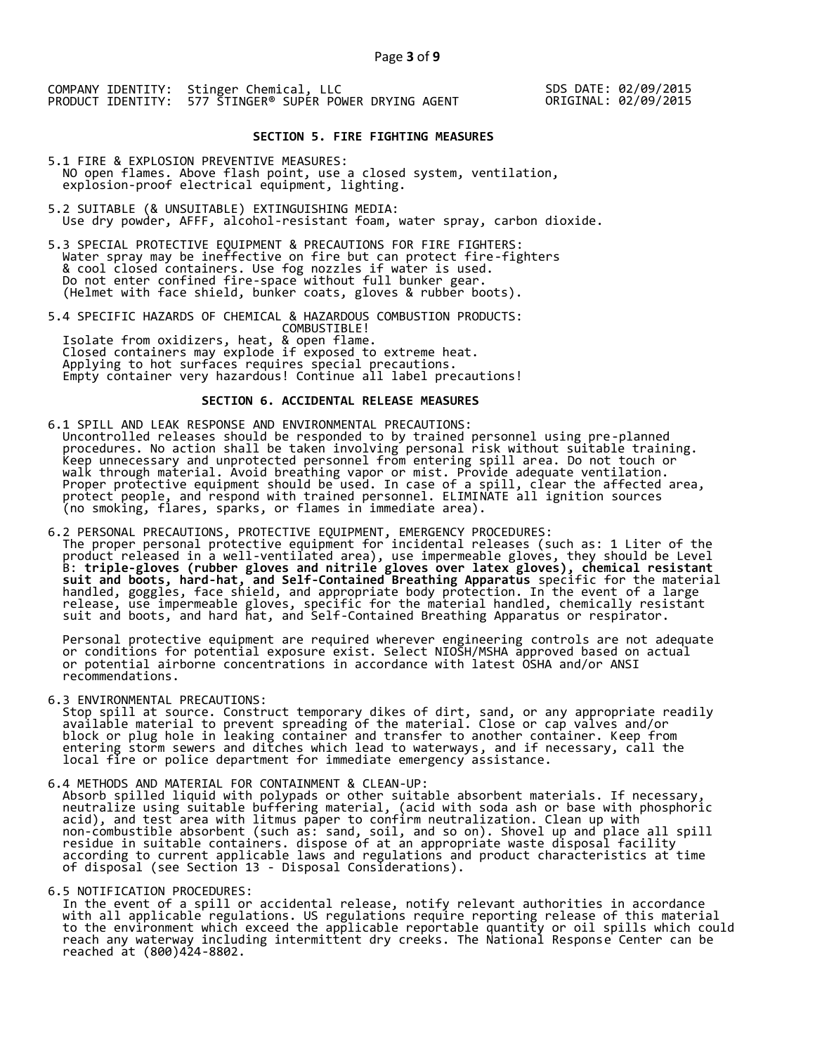COMPANY IDENTITY: Stinger Chemical, LLC
PRODUCT IDENTITY: 577 STINGER® SUPER POWER DRYING AGENT

SDS DATE: 02/09/2015
ORIGINAL: 02/09/2015

## SECTION 5. FIRE FIGHTING MEASURES

5.1 FIRE & EXPLOSION PREVENTIVE MEASURES:
NO open flames. Above flash point, use a closed system, ventilation, explosion-proof electrical equipment, lighting.

5.2 SUITABLE (& UNSUITABLE) EXTINGUISHING MEDIA:
Use dry powder, AFFF, alcohol-resistant foam, water spray, carbon dioxide.

5.3 SPECIAL PROTECTIVE EQUIPMENT & PRECAUTIONS FOR FIRE FIGHTERS:
Water spray may be ineffective on fire but can protect fire-fighters & cool closed containers. Use fog nozzles if water is used. Do not enter confined fire-space without full bunker gear. (Helmet with face shield, bunker coats, gloves & rubber boots).

5.4 SPECIFIC HAZARDS OF CHEMICAL & HAZARDOUS COMBUSTION PRODUCTS:
COMBUSTIBLE!
Isolate from oxidizers, heat, & open flame.
Closed containers may explode if exposed to extreme heat.
Applying to hot surfaces requires special precautions.
Empty container very hazardous! Continue all label precautions!

## SECTION 6. ACCIDENTAL RELEASE MEASURES

6.1 SPILL AND LEAK RESPONSE AND ENVIRONMENTAL PRECAUTIONS:
Uncontrolled releases should be responded to by trained personnel using pre-planned procedures. No action shall be taken involving personal risk without suitable training. Keep unnecessary and unprotected personnel from entering spill area. Do not touch or walk through material. Avoid breathing vapor or mist. Provide adequate ventilation. Proper protective equipment should be used. In case of a spill, clear the affected area, protect people, and respond with trained personnel. ELIMINATE all ignition sources (no smoking, flares, sparks, or flames in immediate area).

6.2 PERSONAL PRECAUTIONS, PROTECTIVE EQUIPMENT, EMERGENCY PROCEDURES:
The proper personal protective equipment for incidental releases (such as: 1 Liter of the product released in a well-ventilated area), use impermeable gloves, they should be Level B: **triple-gloves (rubber gloves and nitrile gloves over latex gloves), chemical resistant suit and boots, hard-hat, and Self-Contained Breathing Apparatus** specific for the material handled, goggles, face shield, and appropriate body protection. In the event of a large release, use impermeable gloves, specific for the material handled, chemically resistant suit and boots, and hard hat, and Self-Contained Breathing Apparatus or respirator.

Personal protective equipment are required wherever engineering controls are not adequate or conditions for potential exposure exist. Select NIOSH/MSHA approved based on actual or potential airborne concentrations in accordance with latest OSHA and/or ANSI recommendations.

6.3 ENVIRONMENTAL PRECAUTIONS:
Stop spill at source. Construct temporary dikes of dirt, sand, or any appropriate readily available material to prevent spreading of the material. Close or cap valves and/or block or plug hole in leaking container and transfer to another container. Keep from entering storm sewers and ditches which lead to waterways, and if necessary, call the local fire or police department for immediate emergency assistance.

6.4 METHODS AND MATERIAL FOR CONTAINMENT & CLEAN-UP:
Absorb spilled liquid with polypads or other suitable absorbent materials. If necessary, neutralize using suitable buffering material, (acid with soda ash or base with phosphoric acid), and test area with litmus paper to confirm neutralization. Clean up with non-combustible absorbent (such as: sand, soil, and so on). Shovel up and place all spill residue in suitable containers. dispose of at an appropriate waste disposal facility according to current applicable laws and regulations and product characteristics at time of disposal (see Section 13 - Disposal Considerations).

6.5 NOTIFICATION PROCEDURES:
In the event of a spill or accidental release, notify relevant authorities in accordance with all applicable regulations. US regulations require reporting release of this material to the environment which exceed the applicable reportable quantity or oil spills which could reach any waterway including intermittent dry creeks. The National Response Center can be reached at (800)424-8802.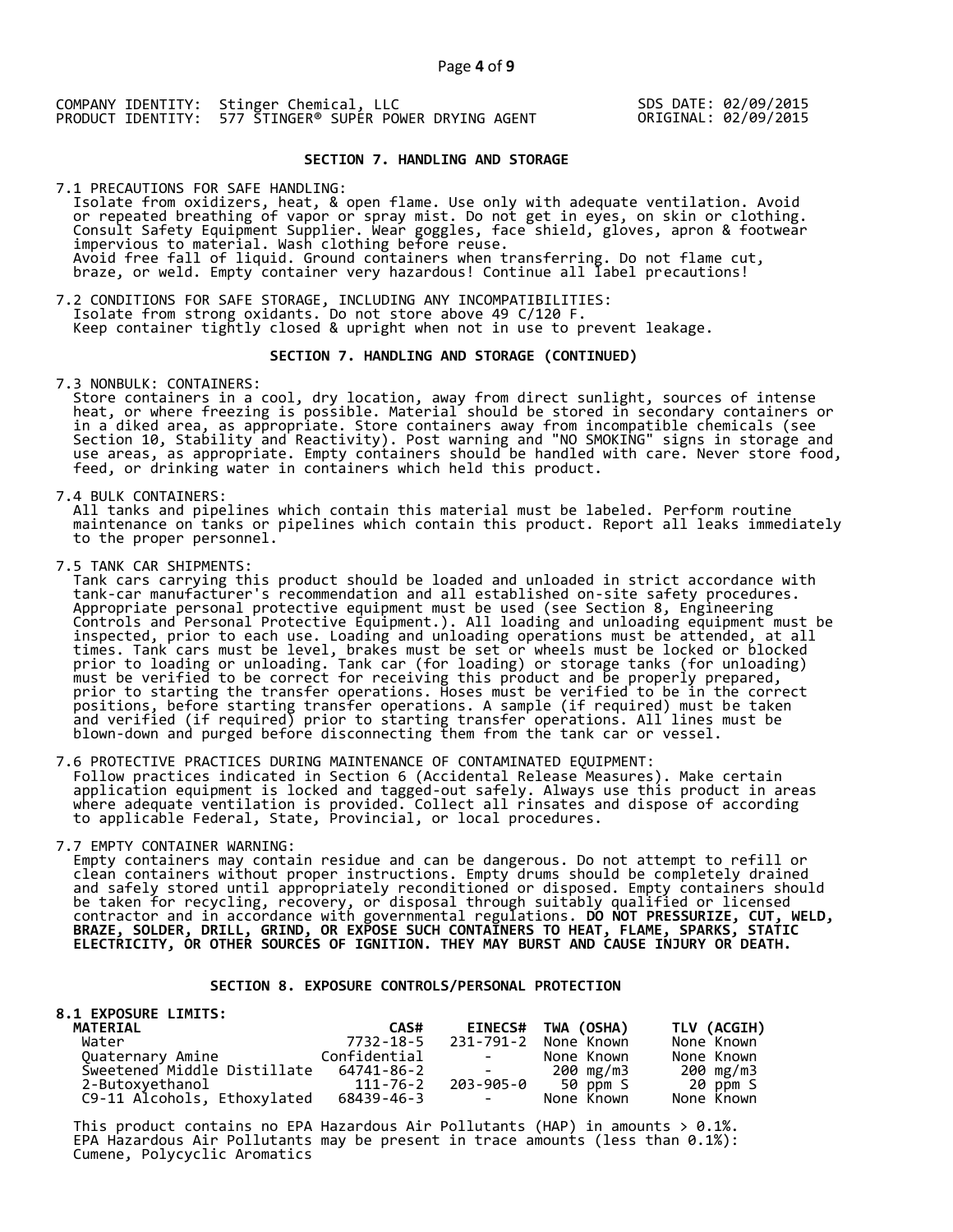COMPANY IDENTITY: Stinger Chemical, LLC
PRODUCT IDENTITY: 577 STINGER® SUPER POWER DRYING AGENT

SDS DATE: 02/09/2015
ORIGINAL: 02/09/2015

## SECTION 7. HANDLING AND STORAGE

7.1 PRECAUTIONS FOR SAFE HANDLING:
Isolate from oxidizers, heat, & open flame. Use only with adequate ventilation. Avoid or repeated breathing of vapor or spray mist. Do not get in eyes, on skin or clothing. Consult Safety Equipment Supplier. Wear goggles, face shield, gloves, apron & footwear impervious to material. Wash clothing before reuse.
Avoid free fall of liquid. Ground containers when transferring. Do not flame cut, braze, or weld. Empty container very hazardous! Continue all label precautions!

7.2 CONDITIONS FOR SAFE STORAGE, INCLUDING ANY INCOMPATIBILITIES:
Isolate from strong oxidants. Do not store above 49 C/120 F.
Keep container tightly closed & upright when not in use to prevent leakage.

## SECTION 7. HANDLING AND STORAGE (CONTINUED)

7.3 NONBULK: CONTAINERS:
Store containers in a cool, dry location, away from direct sunlight, sources of intense heat, or where freezing is possible. Material should be stored in secondary containers or in a diked area, as appropriate. Store containers away from incompatible chemicals (see Section 10, Stability and Reactivity). Post warning and "NO SMOKING" signs in storage and use areas, as appropriate. Empty containers should be handled with care. Never store food, feed, or drinking water in containers which held this product.

7.4 BULK CONTAINERS:
All tanks and pipelines which contain this material must be labeled. Perform routine maintenance on tanks or pipelines which contain this product. Report all leaks immediately to the proper personnel.

7.5 TANK CAR SHIPMENTS:
Tank cars carrying this product should be loaded and unloaded in strict accordance with tank-car manufacturer's recommendation and all established on-site safety procedures. Appropriate personal protective equipment must be used (see Section 8, Engineering Controls and Personal Protective Equipment.). All loading and unloading equipment must be inspected, prior to each use. Loading and unloading operations must be attended, at all times. Tank cars must be level, brakes must be set or wheels must be locked or blocked prior to loading or unloading. Tank car (for loading) or storage tanks (for unloading) must be verified to be correct for receiving this product and be properly prepared, prior to starting the transfer operations. Hoses must be verified to be in the correct positions, before starting transfer operations. A sample (if required) must be taken and verified (if required) prior to starting transfer operations. All lines must be blown-down and purged before disconnecting them from the tank car or vessel.

7.6 PROTECTIVE PRACTICES DURING MAINTENANCE OF CONTAMINATED EQUIPMENT:
Follow practices indicated in Section 6 (Accidental Release Measures). Make certain application equipment is locked and tagged-out safely. Always use this product in areas where adequate ventilation is provided. Collect all rinsates and dispose of according to applicable Federal, State, Provincial, or local procedures.

7.7 EMPTY CONTAINER WARNING:
Empty containers may contain residue and can be dangerous. Do not attempt to refill or clean containers without proper instructions. Empty drums should be completely drained and safely stored until appropriately reconditioned or disposed. Empty containers should be taken for recycling, recovery, or disposal through suitably qualified or licensed contractor and in accordance with governmental regulations. **DO NOT PRESSURIZE, CUT, WELD, BRAZE, SOLDER, DRILL, GRIND, OR EXPOSE SUCH CONTAINERS TO HEAT, FLAME, SPARKS, STATIC ELECTRICITY, OR OTHER SOURCES OF IGNITION. THEY MAY BURST AND CAUSE INJURY OR DEATH.**

## SECTION 8. EXPOSURE CONTROLS/PERSONAL PROTECTION

**8.1 EXPOSURE LIMITS:**

| MATERIAL | CAS# | EINECS# | TWA (OSHA) | TLV (ACGIH) |
|---|---|---|---|---|
| Water | 7732-18-5 | 231-791-2 | None Known | None Known |
| Quaternary Amine | Confidential | - | None Known | None Known |
| Sweetened Middle Distillate | 64741-86-2 | - | 200 mg/m3 | 200 mg/m3 |
| 2-Butoxyethanol | 111-76-2 | 203-905-0 | 50 ppm S | 20 ppm S |
| C9-11 Alcohols, Ethoxylated | 68439-46-3 | - | None Known | None Known |

This product contains no EPA Hazardous Air Pollutants (HAP) in amounts > 0.1%.
EPA Hazardous Air Pollutants may be present in trace amounts (less than 0.1%):
Cumene, Polycyclic Aromatics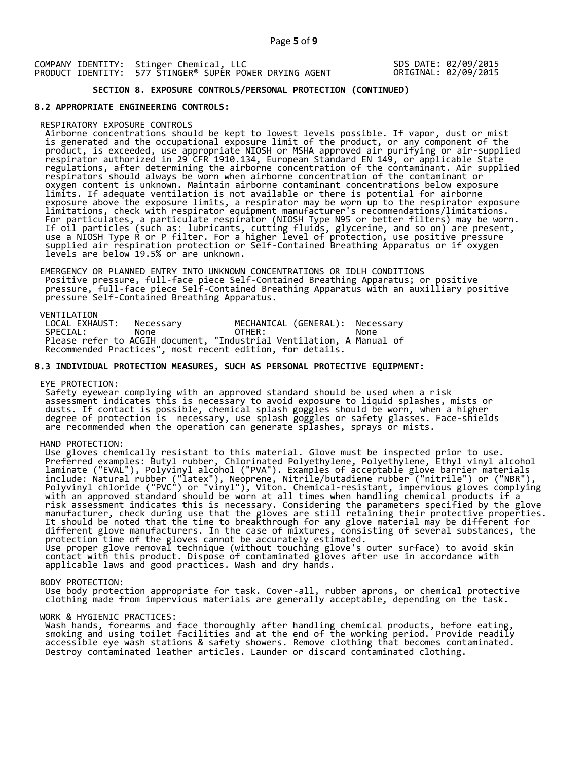COMPANY IDENTITY: Stinger Chemical, LLC
PRODUCT IDENTITY: 577 STINGER® SUPER POWER DRYING AGENT

SDS DATE: 02/09/2015
ORIGINAL: 02/09/2015

### SECTION 8. EXPOSURE CONTROLS/PERSONAL PROTECTION (CONTINUED)

### 8.2 APPROPRIATE ENGINEERING CONTROLS:

RESPIRATORY EXPOSURE CONTROLS
Airborne concentrations should be kept to lowest levels possible. If vapor, dust or mist is generated and the occupational exposure limit of the product, or any component of the product, is exceeded, use appropriate NIOSH or MSHA approved air purifying or air-supplied respirator authorized in 29 CFR 1910.134, European Standard EN 149, or applicable State regulations, after determining the airborne concentration of the contaminant. Air supplied respirators should always be worn when airborne concentration of the contaminant or oxygen content is unknown. Maintain airborne contaminant concentrations below exposure limits. If adequate ventilation is not available or there is potential for airborne exposure above the exposure limits, a respirator may be worn up to the respirator exposure limitations, check with respirator equipment manufacturer's recommendations/limitations. For particulates, a particulate respirator (NIOSH Type N95 or better filters) may be worn. If oil particles (such as: lubricants, cutting fluids, glycerine, and so on) are present, use a NIOSH Type R or P filter. For a higher level of protection, use positive pressure supplied air respiration protection or Self-Contained Breathing Apparatus or if oxygen levels are below 19.5% or are unknown.

EMERGENCY OR PLANNED ENTRY INTO UNKNOWN CONCENTRATIONS OR IDLH CONDITIONS
Positive pressure, full-face piece Self-Contained Breathing Apparatus; or positive pressure, full-face piece Self-Contained Breathing Apparatus with an auxilliary positive pressure Self-Contained Breathing Apparatus.

VENTILATION

| LOCAL EXHAUST: | Necessary | MECHANICAL (GENERAL): | Necessary |
|---|---|---|---|
| SPECIAL: | None | OTHER: | None |

Please refer to ACGIH document, "Industrial Ventilation, A Manual of Recommended Practices", most recent edition, for details.

### 8.3 INDIVIDUAL PROTECTION MEASURES, SUCH AS PERSONAL PROTECTIVE EQUIPMENT:

EYE PROTECTION:
Safety eyewear complying with an approved standard should be used when a risk assessment indicates this is necessary to avoid exposure to liquid splashes, mists or dusts. If contact is possible, chemical splash goggles should be worn, when a higher degree of protection is necessary, use splash goggles or safety glasses. Face-shields are recommended when the operation can generate splashes, sprays or mists.

HAND PROTECTION:
Use gloves chemically resistant to this material. Glove must be inspected prior to use. Preferred examples: Butyl rubber, Chlorinated Polyethylene, Polyethylene, Ethyl vinyl alcohol laminate ("EVAL"), Polyvinyl alcohol ("PVA"). Examples of acceptable glove barrier materials include: Natural rubber ("latex"), Neoprene, Nitrile/butadiene rubber ("nitrile") or ("NBR"), Polyvinyl chloride ("PVC") or "vinyl"), Viton. Chemical-resistant, impervious gloves complying with an approved standard should be worn at all times when handling chemical products if a risk assessment indicates this is necessary. Considering the parameters specified by the glove manufacturer, check during use that the gloves are still retaining their protective properties. It should be noted that the time to breakthrough for any glove material may be different for different glove manufacturers. In the case of mixtures, consisting of several substances, the protection time of the gloves cannot be accurately estimated.
Use proper glove removal technique (without touching glove's outer surface) to avoid skin contact with this product. Dispose of contaminated gloves after use in accordance with applicable laws and good practices. Wash and dry hands.

BODY PROTECTION:
Use body protection appropriate for task. Cover-all, rubber aprons, or chemical protective clothing made from impervious materials are generally acceptable, depending on the task.

WORK & HYGIENIC PRACTICES:
Wash hands, forearms and face thoroughly after handling chemical products, before eating, smoking and using toilet facilities and at the end of the working period. Provide readily accessible eye wash stations & safety showers. Remove clothing that becomes contaminated. Destroy contaminated leather articles. Launder or discard contaminated clothing.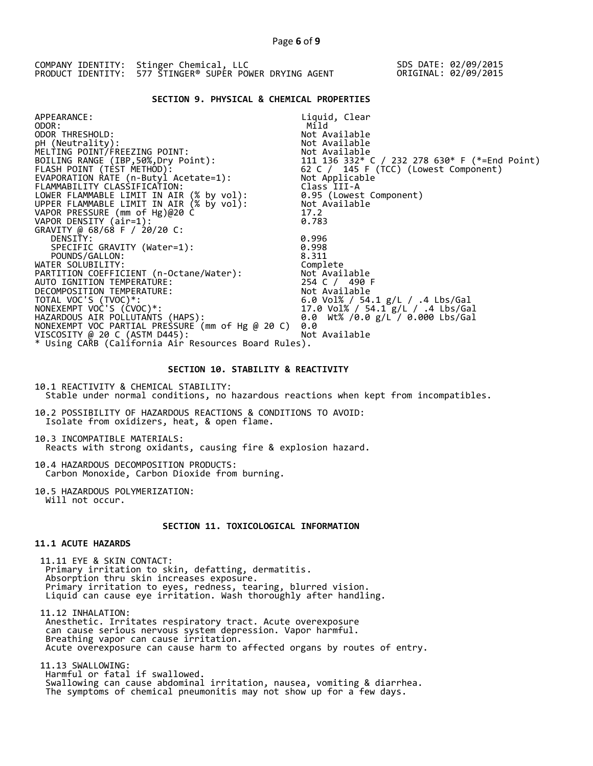COMPANY IDENTITY: Stinger Chemical, LLC
PRODUCT IDENTITY: 577 STINGER® SUPER POWER DRYING AGENT

SDS DATE: 02/09/2015
ORIGINAL: 02/09/2015

## SECTION 9. PHYSICAL & CHEMICAL PROPERTIES

| | |
|---|---|
| APPEARANCE: | Liquid, Clear |
| ODOR: | Mild |
| ODOR THRESHOLD: | Not Available |
| pH (Neutrality): | Not Available |
| MELTING POINT/FREEZING POINT: | Not Available |
| BOILING RANGE (IBP,50%,Dry Point): | 111 136 332* C / 232 278 630* F (*=End Point) |
| FLASH POINT (TEST METHOD): | 62 C / 145 F (TCC) (Lowest Component) |
| EVAPORATION RATE (n-Butyl Acetate=1): | Not Applicable |
| FLAMMABILITY CLASSIFICATION: | Class III-A |
| LOWER FLAMMABLE LIMIT IN AIR (% by vol): | 0.95 (Lowest Component) |
| UPPER FLAMMABLE LIMIT IN AIR (% by vol): | Not Available |
| VAPOR PRESSURE (mm of Hg)@20 C | 17.2 |
| VAPOR DENSITY (air=1): | 0.783 |
| GRAVITY @ 68/68 F / 20/20 C: | |
| DENSITY: | 0.996 |
| SPECIFIC GRAVITY (Water=1): | 0.998 |
| POUNDS/GALLON: | 8.311 |
| WATER SOLUBILITY: | Complete |
| PARTITION COEFFICIENT (n-Octane/Water): | Not Available |
| AUTO IGNITION TEMPERATURE: | 254 C / 490 F |
| DECOMPOSITION TEMPERATURE: | Not Available |
| TOTAL VOC'S (TVOC)*: | 6.0 Vol% / 54.1 g/L / .4 Lbs/Gal |
| NONEXEMPT VOC'S (CVOC)*: | 17.0 Vol% / 54.1 g/L / .4 Lbs/Gal |
| HAZARDOUS AIR POLLUTANTS (HAPS): | 0.0 Wt% /0.0 g/L / 0.000 Lbs/Gal |
| NONEXEMPT VOC PARTIAL PRESSURE (mm of Hg @ 20 C) | 0.0 |
| VISCOSITY @ 20 C (ASTM D445): | Not Available |

* Using CARB (California Air Resources Board Rules).

## SECTION 10. STABILITY & REACTIVITY

10.1 REACTIVITY & CHEMICAL STABILITY:
Stable under normal conditions, no hazardous reactions when kept from incompatibles.

10.2 POSSIBILITY OF HAZARDOUS REACTIONS & CONDITIONS TO AVOID:
Isolate from oxidizers, heat, & open flame.

10.3 INCOMPATIBLE MATERIALS:
Reacts with strong oxidants, causing fire & explosion hazard.

10.4 HAZARDOUS DECOMPOSITION PRODUCTS:
Carbon Monoxide, Carbon Dioxide from burning.

10.5 HAZARDOUS POLYMERIZATION:
Will not occur.

## SECTION 11. TOXICOLOGICAL INFORMATION

### 11.1 ACUTE HAZARDS

11.11 EYE & SKIN CONTACT:
Primary irritation to skin, defatting, dermatitis.
Absorption thru skin increases exposure.
Primary irritation to eyes, redness, tearing, blurred vision.
Liquid can cause eye irritation. Wash thoroughly after handling.

11.12 INHALATION:
Anesthetic. Irritates respiratory tract. Acute overexposure
can cause serious nervous system depression. Vapor harmful.
Breathing vapor can cause irritation.
Acute overexposure can cause harm to affected organs by routes of entry.

11.13 SWALLOWING:
Harmful or fatal if swallowed.
Swallowing can cause abdominal irritation, nausea, vomiting & diarrhea.
The symptoms of chemical pneumonitis may not show up for a few days.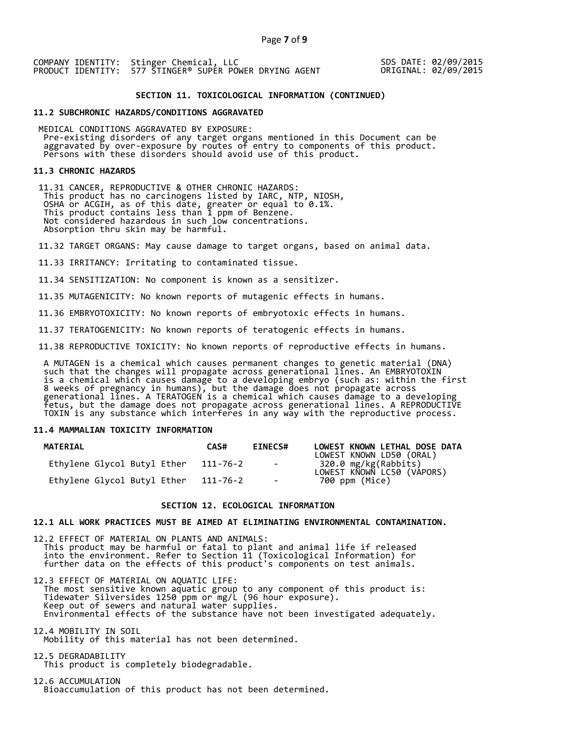COMPANY IDENTITY: Stinger Chemical, LLC
PRODUCT IDENTITY: 577 STINGER® SUPER POWER DRYING AGENT

SDS DATE: 02/09/2015
ORIGINAL: 02/09/2015

## SECTION 11. TOXICOLOGICAL INFORMATION (CONTINUED)

### 11.2 SUBCHRONIC HAZARDS/CONDITIONS AGGRAVATED

MEDICAL CONDITIONS AGGRAVATED BY EXPOSURE:
Pre-existing disorders of any target organs mentioned in this Document can be aggravated by over-exposure by routes of entry to components of this product. Persons with these disorders should avoid use of this product.

### 11.3 CHRONIC HAZARDS

11.31 CANCER, REPRODUCTIVE & OTHER CHRONIC HAZARDS:
This product has no carcinogens listed by IARC, NTP, NIOSH, OSHA or ACGIH, as of this date, greater or equal to 0.1%.
This product contains less than 1 ppm of Benzene.
Not considered hazardous in such low concentrations.
Absorption thru skin may be harmful.

11.32 TARGET ORGANS: May cause damage to target organs, based on animal data.

11.33 IRRITANCY: Irritating to contaminated tissue.

11.34 SENSITIZATION: No component is known as a sensitizer.

11.35 MUTAGENICITY: No known reports of mutagenic effects in humans.

11.36 EMBRYOTOXICITY: No known reports of embryotoxic effects in humans.

11.37 TERATOGENICITY: No known reports of teratogenic effects in humans.

11.38 REPRODUCTIVE TOXICITY: No known reports of reproductive effects in humans.

A MUTAGEN is a chemical which causes permanent changes to genetic material (DNA) such that the changes will propagate across generational lines. An EMBRYOTOXIN is a chemical which causes damage to a developing embryo (such as: within the first 8 weeks of pregnancy in humans), but the damage does not propagate across generational lines. A TERATOGEN is a chemical which causes damage to a developing fetus, but the damage does not propagate across generational lines. A REPRODUCTIVE TOXIN is any substance which interferes in any way with the reproductive process.

### 11.4 MAMMALIAN TOXICITY INFORMATION

| MATERIAL | CAS# | EINECS# | LOWEST KNOWN LETHAL DOSE DATA |
|---|---|---|---|
| | | | LOWEST KNOWN LD50 (ORAL) |
| Ethylene Glycol Butyl Ether | 111-76-2 | - | 320.0 mg/kg(Rabbits) |
| | | | LOWEST KNOWN LC50 (VAPORS) |
| Ethylene Glycol Butyl Ether | 111-76-2 | - | 700 ppm (Mice) |

## SECTION 12. ECOLOGICAL INFORMATION

### 12.1 ALL WORK PRACTICES MUST BE AIMED AT ELIMINATING ENVIRONMENTAL CONTAMINATION.

12.2 EFFECT OF MATERIAL ON PLANTS AND ANIMALS:
This product may be harmful or fatal to plant and animal life if released into the environment. Refer to Section 11 (Toxicological Information) for further data on the effects of this product's components on test animals.

12.3 EFFECT OF MATERIAL ON AQUATIC LIFE:
The most sensitive known aquatic group to any component of this product is:
Tidewater Silversides 1250 ppm or mg/L (96 hour exposure).
Keep out of sewers and natural water supplies.
Environmental effects of the substance have not been investigated adequately.

12.4 MOBILITY IN SOIL
Mobility of this material has not been determined.

12.5 DEGRADABILITY
This product is completely biodegradable.

12.6 ACCUMULATION
Bioaccumulation of this product has not been determined.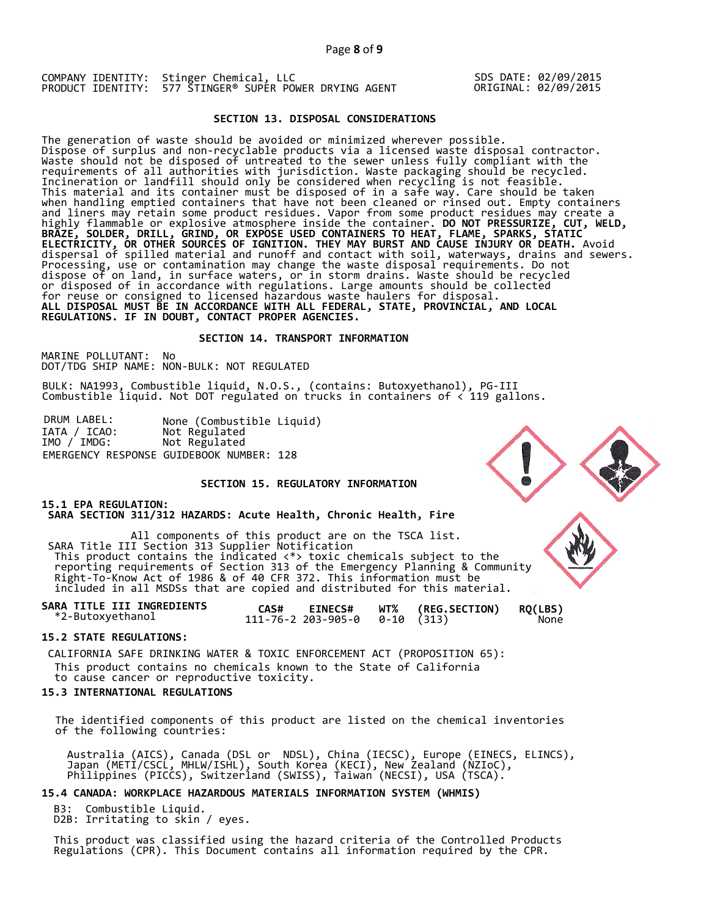COMPANY IDENTITY: Stinger Chemical, LLC
PRODUCT IDENTITY: 577 STINGER® SUPER POWER DRYING AGENT

SDS DATE: 02/09/2015
ORIGINAL: 02/09/2015

## SECTION 13. DISPOSAL CONSIDERATIONS

The generation of waste should be avoided or minimized wherever possible. Dispose of surplus and non-recyclable products via a licensed waste disposal contractor. Waste should not be disposed of untreated to the sewer unless fully compliant with the requirements of all authorities with jurisdiction. Waste packaging should be recycled. Incineration or landfill should only be considered when recycling is not feasible. This material and its container must be disposed of in a safe way. Care should be taken when handling emptied containers that have not been cleaned or rinsed out. Empty containers and liners may retain some product residues. Vapor from some product residues may create a highly flammable or explosive atmosphere inside the container. **DO NOT PRESSURIZE, CUT, WELD, BRAZE, SOLDER, DRILL, GRIND, OR EXPOSE USED CONTAINERS TO HEAT, FLAME, SPARKS, STATIC ELECTRICITY, OR OTHER SOURCES OF IGNITION. THEY MAY BURST AND CAUSE INJURY OR DEATH.** Avoid dispersal of spilled material and runoff and contact with soil, waterways, drains and sewers. Processing, use or contamination may change the waste disposal requirements. Do not dispose of on land, in surface waters, or in storm drains. Waste should be recycled or disposed of in accordance with regulations. Large amounts should be collected for reuse or consigned to licensed hazardous waste haulers for disposal.
**ALL DISPOSAL MUST BE IN ACCORDANCE WITH ALL FEDERAL, STATE, PROVINCIAL, AND LOCAL REGULATIONS. IF IN DOUBT, CONTACT PROPER AGENCIES.**

## SECTION 14. TRANSPORT INFORMATION

MARINE POLLUTANT: No
DOT/TDG SHIP NAME: NON-BULK: NOT REGULATED

BULK: NA1993, Combustible liquid, N.O.S., (contains: Butoxyethanol), PG-III
Combustible liquid. Not DOT regulated on trucks in containers of < 119 gallons.

DRUM LABEL: None (Combustible Liquid)
IATA / ICAO: Not Regulated
IMO / IMDG: Not Regulated
EMERGENCY RESPONSE GUIDEBOOK NUMBER: 128

## SECTION 15. REGULATORY INFORMATION

**15.1 EPA REGULATION:**
**SARA SECTION 311/312 HAZARDS: Acute Health, Chronic Health, Fire**

All components of this product are on the TSCA list.
SARA Title III Section 313 Supplier Notification
This product contains the indicated <*> toxic chemicals subject to the reporting requirements of Section 313 of the Emergency Planning & Community Right-To-Know Act of 1986 & of 40 CFR 372. This information must be included in all MSDSs that are copied and distributed for this material.

| SARA TITLE III INGREDIENTS | CAS# | EINECS# | WT% | (REG.SECTION) | RQ(LBS) |
|---|---|---|---|---|---|
| *2-Butoxyethanol | 111-76-2 | 203-905-0 | 0-10 | (313) | None |

**15.2 STATE REGULATIONS:**

CALIFORNIA SAFE DRINKING WATER & TOXIC ENFORCEMENT ACT (PROPOSITION 65):
This product contains no chemicals known to the State of California to cause cancer or reproductive toxicity.

**15.3 INTERNATIONAL REGULATIONS**

The identified components of this product are listed on the chemical inventories of the following countries:

Australia (AICS), Canada (DSL or NDSL), China (IECSC), Europe (EINECS, ELINCS), Japan (METI/CSCL, MHLW/ISHL), South Korea (KECI), New Zealand (NZIoC), Philippines (PICCS), Switzerland (SWISS), Taiwan (NECSI), USA (TSCA).

**15.4 CANADA: WORKPLACE HAZARDOUS MATERIALS INFORMATION SYSTEM (WHMIS)**

B3: Combustible Liquid.
D2B: Irritating to skin / eyes.

This product was classified using the hazard criteria of the Controlled Products Regulations (CPR). This Document contains all information required by the CPR.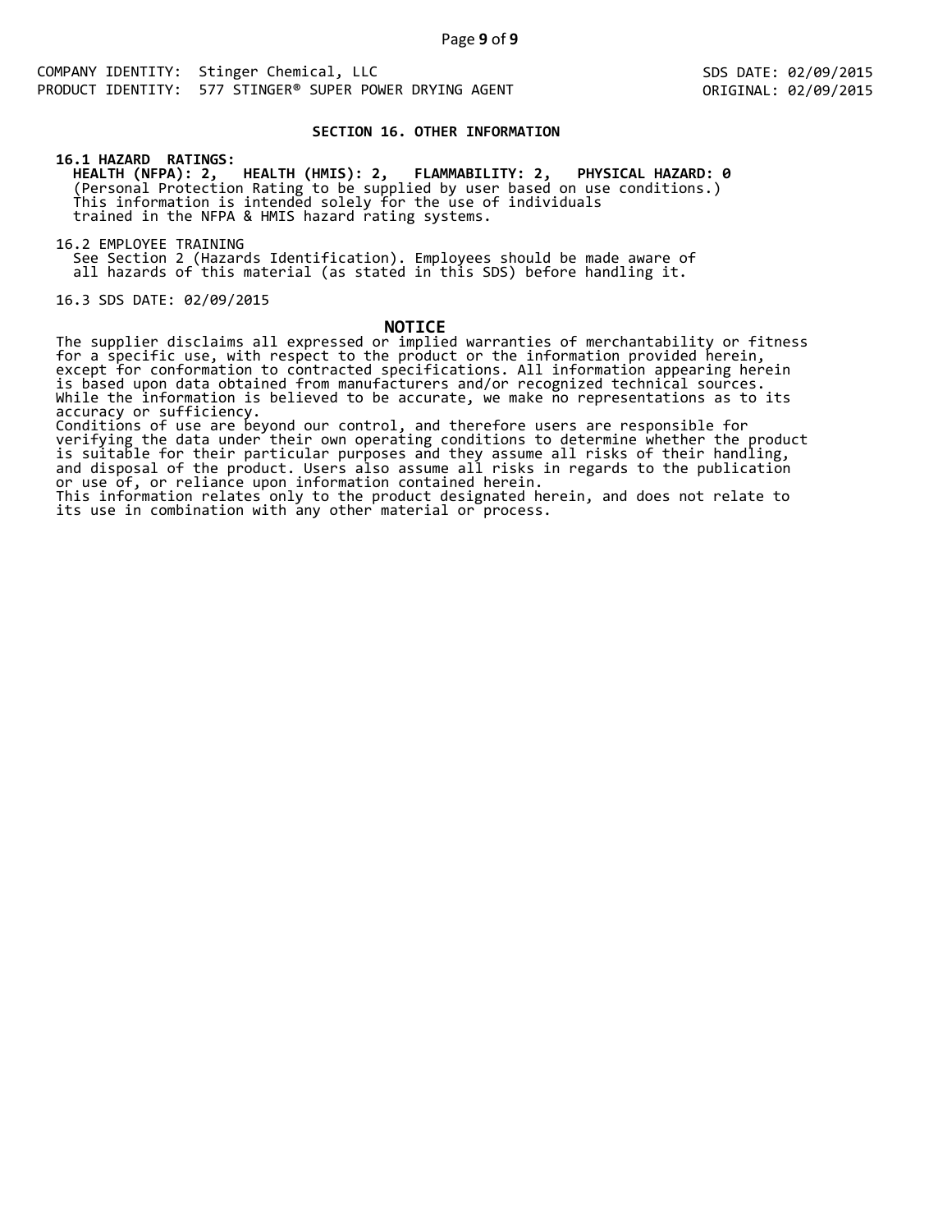## SECTION 16. OTHER INFORMATION

**16.1 HAZARD RATINGS:**

**HEALTH (NFPA): 2, HEALTH (HMIS): 2, FLAMMABILITY: 2, PHYSICAL HAZARD: 0**

(Personal Protection Rating to be supplied by user based on use conditions.)
This information is intended solely for the use of individuals
trained in the NFPA & HMIS hazard rating systems.

16.2 EMPLOYEE TRAINING

See Section 2 (Hazards Identification). Employees should be made aware of all hazards of this material (as stated in this SDS) before handling it.

16.3 SDS DATE: 02/09/2015

**NOTICE**

The supplier disclaims all expressed or implied warranties of merchantability or fitness for a specific use, with respect to the product or the information provided herein, except for conformation to contracted specifications. All information appearing herein is based upon data obtained from manufacturers and/or recognized technical sources. While the information is believed to be accurate, we make no representations as to its accuracy or sufficiency.
Conditions of use are beyond our control, and therefore users are responsible for verifying the data under their own operating conditions to determine whether the product is suitable for their particular purposes and they assume all risks of their handling, and disposal of the product. Users also assume all risks in regards to the publication or use of, or reliance upon information contained herein.
This information relates only to the product designated herein, and does not relate to its use in combination with any other material or process.